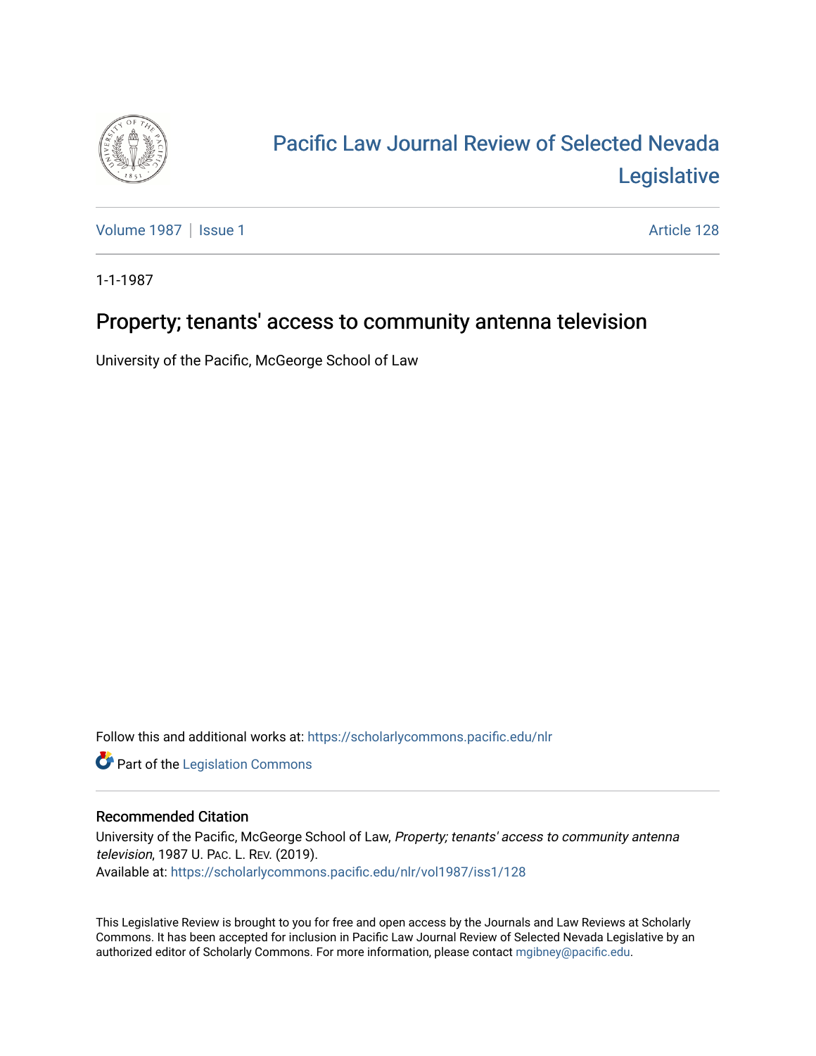# Pacific Law Journal Review of Selected Nevada Legislative

Volume 1987 | Issue 1 — Article 128

1-1-1987

## Property; tenants' access to community antenna television

University of the Pacific, McGeorge School of Law

Follow this and additional works at: https://scholarlycommons.pacific.edu/nlr

Part of the Legislation Commons

### Recommended Citation

University of the Pacific, McGeorge School of Law, *Property; tenants' access to community antenna television*, 1987 U. PAC. L. REV. (2019).
Available at: https://scholarlycommons.pacific.edu/nlr/vol1987/iss1/128

This Legislative Review is brought to you for free and open access by the Journals and Law Reviews at Scholarly Commons. It has been accepted for inclusion in Pacific Law Journal Review of Selected Nevada Legislative by an authorized editor of Scholarly Commons. For more information, please contact mgibney@pacific.edu.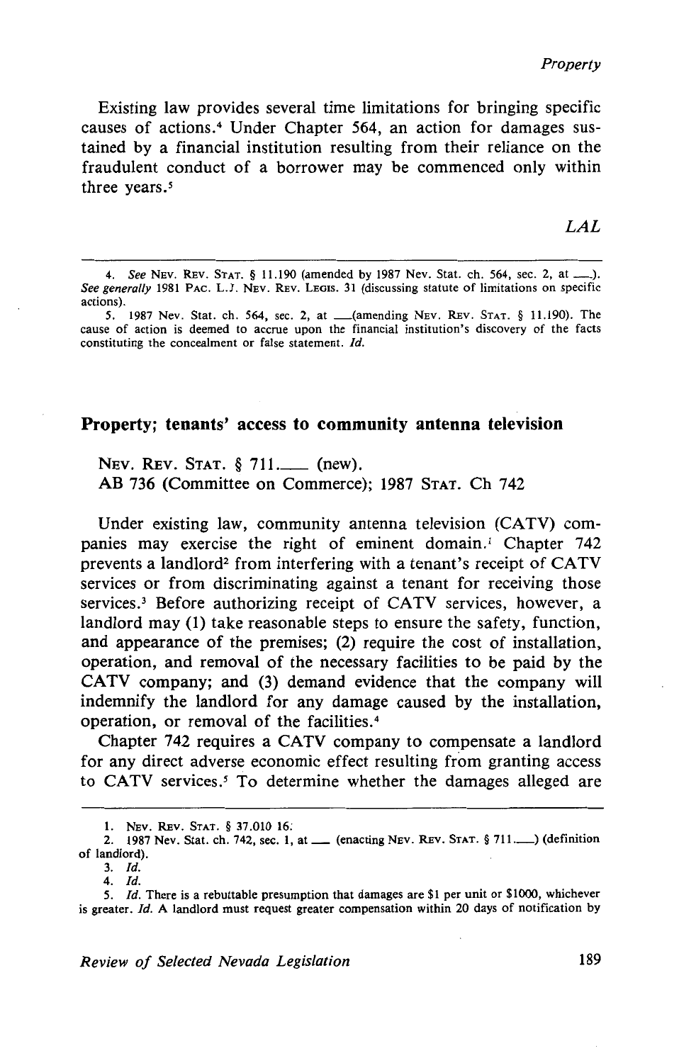Existing law provides several time limitations for bringing specific causes of actions.[4] Under Chapter 564, an action for damages sustained by a financial institution resulting from their reliance on the fraudulent conduct of a borrower may be commenced only within three years.[5]

*LAL*

---

4. *See* NEV. REV. STAT. § 11.190 (amended by 1987 Nev. Stat. ch. 564, sec. 2, at \_\_\_). *See generally* 1981 PAC. L.J. NEV. REV. LEGIS. 31 (discussing statute of limitations on specific actions).

5. 1987 Nev. Stat. ch. 564, sec. 2, at \_\_\_(amending NEV. REV. STAT. § 11.190). The cause of action is deemed to accrue upon the financial institution's discovery of the facts constituting the concealment or false statement. *Id.*

## Property; tenants' access to community antenna television

NEV. REV. STAT. § 711.\_\_\_ (new).
AB 736 (Committee on Commerce); 1987 STAT. Ch 742

Under existing law, community antenna television (CATV) companies may exercise the right of eminent domain.[1] Chapter 742 prevents a landlord[2] from interfering with a tenant's receipt of CATV services or from discriminating against a tenant for receiving those services.[3] Before authorizing receipt of CATV services, however, a landlord may (1) take reasonable steps to ensure the safety, function, and appearance of the premises; (2) require the cost of installation, operation, and removal of the necessary facilities to be paid by the CATV company; and (3) demand evidence that the company will indemnify the landlord for any damage caused by the installation, operation, or removal of the facilities.[4]

Chapter 742 requires a CATV company to compensate a landlord for any direct adverse economic effect resulting from granting access to CATV services.[5] To determine whether the damages alleged are

---

1. NEV. REV. STAT. § 37.010 16.

2. 1987 Nev. Stat. ch. 742, sec. 1, at \_\_\_ (enacting NEV. REV. STAT. § 711.\_\_\_) (definition of landlord).

3. *Id.*

4. *Id.*

5. *Id.* There is a rebuttable presumption that damages are $1 per unit or $1000, whichever is greater. *Id.* A landlord must request greater compensation within 20 days of notification by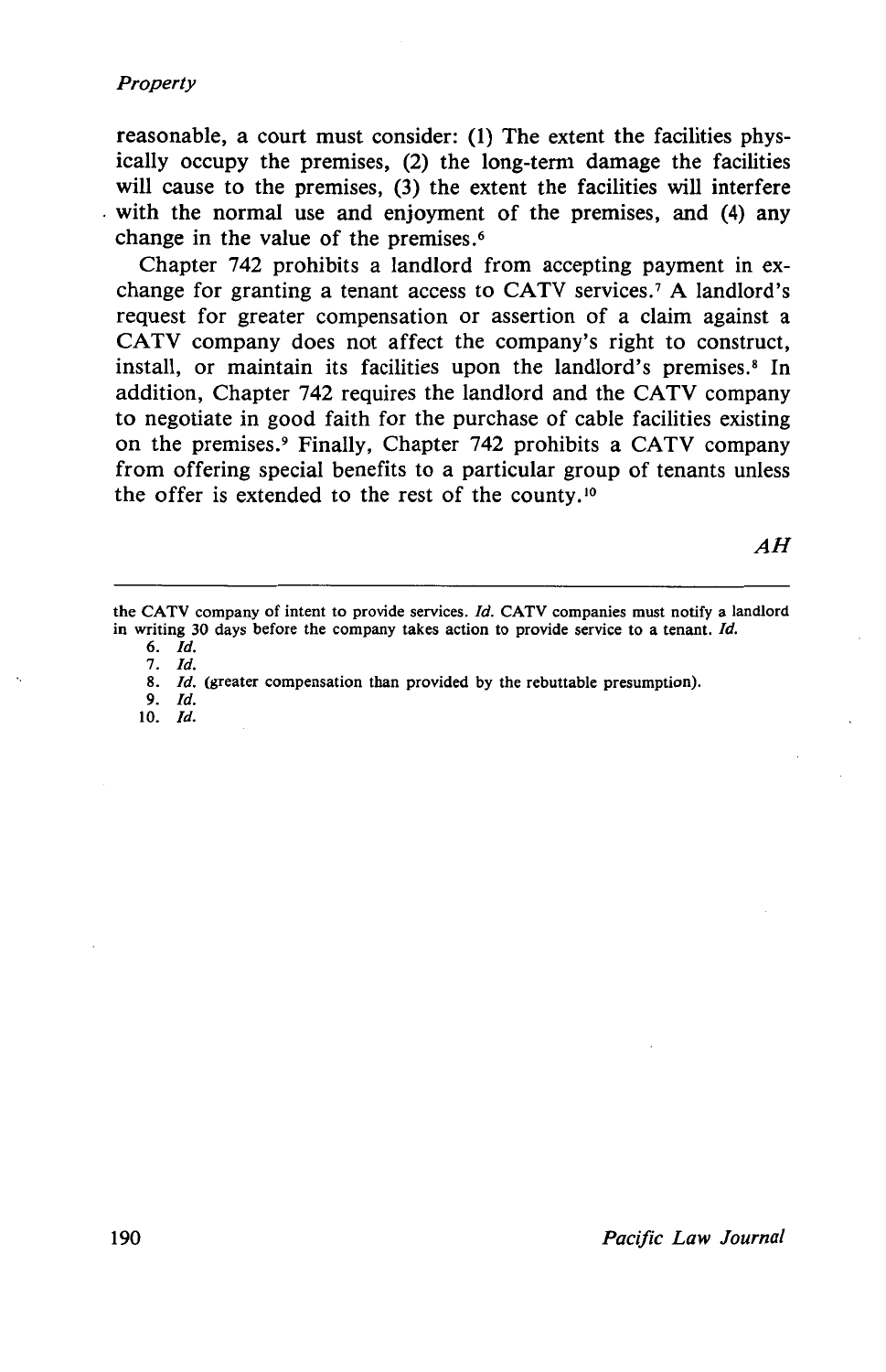reasonable, a court must consider: (1) The extent the facilities physically occupy the premises, (2) the long-term damage the facilities will cause to the premises, (3) the extent the facilities will interfere with the normal use and enjoyment of the premises, and (4) any change in the value of the premises.[6]

Chapter 742 prohibits a landlord from accepting payment in exchange for granting a tenant access to CATV services.[7] A landlord's request for greater compensation or assertion of a claim against a CATV company does not affect the company's right to construct, install, or maintain its facilities upon the landlord's premises.[8] In addition, Chapter 742 requires the landlord and the CATV company to negotiate in good faith for the purchase of cable facilities existing on the premises.[9] Finally, Chapter 742 prohibits a CATV company from offering special benefits to a particular group of tenants unless the offer is extended to the rest of the county.[10]

*AH*

---

the CATV company of intent to provide services. *Id.* CATV companies must notify a landlord in writing 30 days before the company takes action to provide service to a tenant. *Id.*

6. *Id.*
7. *Id.*
8. *Id.* (greater compensation than provided by the rebuttable presumption).
9. *Id.*
10. *Id.*